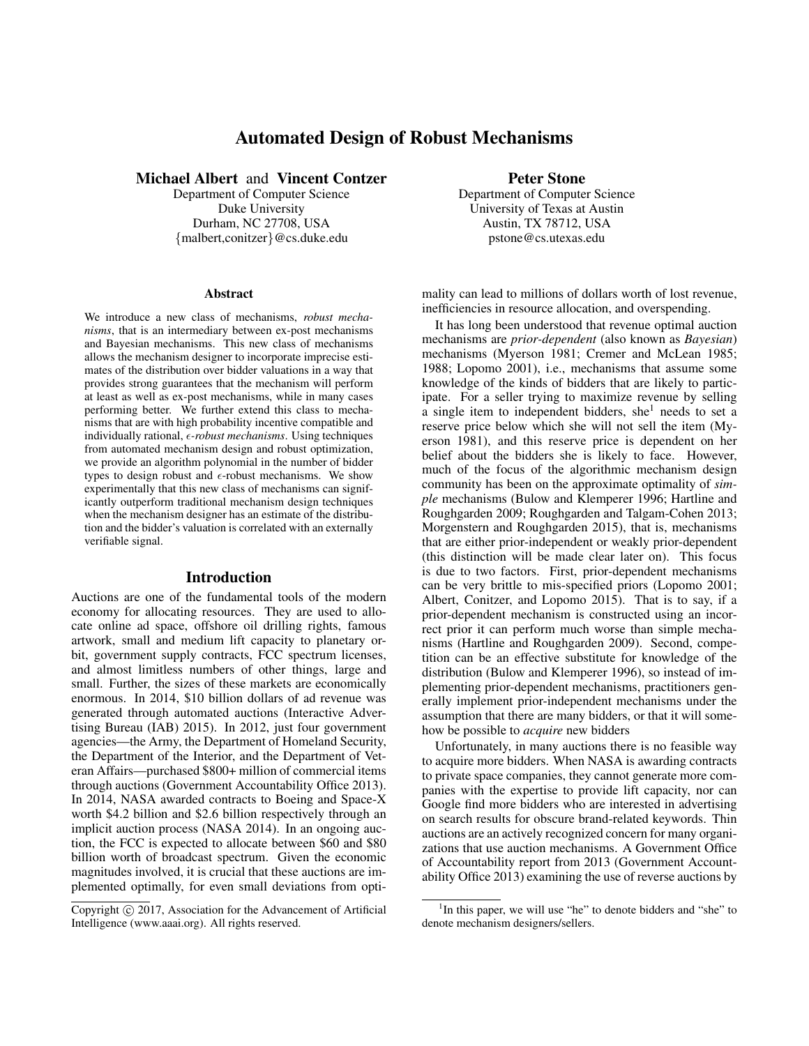# Automated Design of Robust Mechanisms

**Michael Albert** and **Vincent Contzer**
Department of Computer Science
Duke University
Durham, NC 27708, USA
{malbert,conitzer}@cs.duke.edu

**Peter Stone**
Department of Computer Science
University of Texas at Austin
Austin, TX 78712, USA
pstone@cs.utexas.edu

### Abstract

We introduce a new class of mechanisms, *robust mechanisms*, that is an intermediary between ex-post mechanisms and Bayesian mechanisms. This new class of mechanisms allows the mechanism designer to incorporate imprecise estimates of the distribution over bidder valuations in a way that provides strong guarantees that the mechanism will perform at least as well as ex-post mechanisms, while in many cases performing better. We further extend this class to mechanisms that are with high probability incentive compatible and individually rational, $\epsilon$*-robust mechanisms*. Using techniques from automated mechanism design and robust optimization, we provide an algorithm polynomial in the number of bidder types to design robust and $\epsilon$-robust mechanisms. We show experimentally that this new class of mechanisms can significantly outperform traditional mechanism design techniques when the mechanism designer has an estimate of the distribution and the bidder's valuation is correlated with an externally verifiable signal.

## Introduction

Auctions are one of the fundamental tools of the modern economy for allocating resources. They are used to allocate online ad space, offshore oil drilling rights, famous artwork, small and medium lift capacity to planetary orbit, government supply contracts, FCC spectrum licenses, and almost limitless numbers of other things, large and small. Further, the sizes of these markets are economically enormous. In 2014, \$10 billion dollars of ad revenue was generated through automated auctions (Interactive Advertising Bureau (IAB) 2015). In 2012, just four government agencies—the Army, the Department of Homeland Security, the Department of the Interior, and the Department of Veteran Affairs—purchased \$800+ million of commercial items through auctions (Government Accountability Office 2013). In 2014, NASA awarded contracts to Boeing and Space-X worth \$4.2 billion and \$2.6 billion respectively through an implicit auction process (NASA 2014). In an ongoing auction, the FCC is expected to allocate between \$60 and \$80 billion worth of broadcast spectrum. Given the economic magnitudes involved, it is crucial that these auctions are implemented optimally, for even small deviations from optimality can lead to millions of dollars worth of lost revenue, inefficiencies in resource allocation, and overspending.

It has long been understood that revenue optimal auction mechanisms are *prior-dependent* (also known as *Bayesian*) mechanisms (Myerson 1981; Cremer and McLean 1985; 1988; Lopomo 2001), i.e., mechanisms that assume some knowledge of the kinds of bidders that are likely to participate. For a seller trying to maximize revenue by selling a single item to independent bidders, she[1] needs to set a reserve price below which she will not sell the item (Myerson 1981), and this reserve price is dependent on her belief about the bidders she is likely to face. However, much of the focus of the algorithmic mechanism design community has been on the approximate optimality of *simple* mechanisms (Bulow and Klemperer 1996; Hartline and Roughgarden 2009; Roughgarden and Talgam-Cohen 2013; Morgenstern and Roughgarden 2015), that is, mechanisms that are either prior-independent or weakly prior-dependent (this distinction will be made clear later on). This focus is due to two factors. First, prior-dependent mechanisms can be very brittle to mis-specified priors (Lopomo 2001; Albert, Conitzer, and Lopomo 2015). That is to say, if a prior-dependent mechanism is constructed using an incorrect prior it can perform much worse than simple mechanisms (Hartline and Roughgarden 2009). Second, competition can be an effective substitute for knowledge of the distribution (Bulow and Klemperer 1996), so instead of implementing prior-dependent mechanisms, practitioners generally implement prior-independent mechanisms under the assumption that there are many bidders, or that it will somehow be possible to *acquire* new bidders

Unfortunately, in many auctions there is no feasible way to acquire more bidders. When NASA is awarding contracts to private space companies, they cannot generate more companies with the expertise to provide lift capacity, nor can Google find more bidders who are interested in advertising on search results for obscure brand-related keywords. Thin auctions are an actively recognized concern for many organizations that use auction mechanisms. A Government Office of Accountability report from 2013 (Government Accountability Office 2013) examining the use of reverse auctions by

[1] In this paper, we will use "he" to denote bidders and "she" to denote mechanism designers/sellers.

Copyright © 2017, Association for the Advancement of Artificial Intelligence (www.aaai.org). All rights reserved.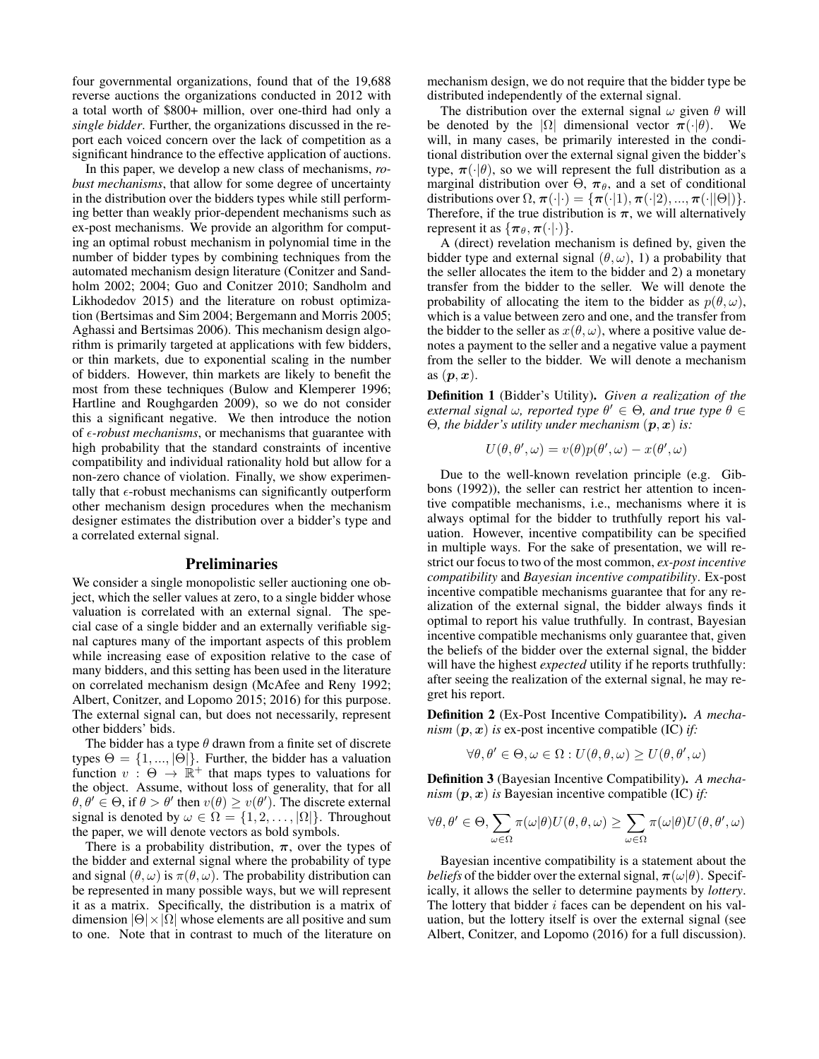four governmental organizations, found that of the 19,688 reverse auctions the organizations conducted in 2012 with a total worth of $800+ million, over one-third had only a *single bidder*. Further, the organizations discussed in the report each voiced concern over the lack of competition as a significant hindrance to the effective application of auctions.

In this paper, we develop a new class of mechanisms, *robust mechanisms*, that allow for some degree of uncertainty in the distribution over the bidders types while still performing better than weakly prior-dependent mechanisms such as ex-post mechanisms. We provide an algorithm for computing an optimal robust mechanism in polynomial time in the number of bidder types by combining techniques from the automated mechanism design literature (Conitzer and Sandholm 2002; 2004; Guo and Conitzer 2010; Sandholm and Likhodedov 2015) and the literature on robust optimization (Bertsimas and Sim 2004; Bergemann and Morris 2005; Aghassi and Bertsimas 2006). This mechanism design algorithm is primarily targeted at applications with few bidders, or thin markets, due to exponential scaling in the number of bidders. However, thin markets are likely to benefit the most from these techniques (Bulow and Klemperer 1996; Hartline and Roughgarden 2009), so we do not consider this a significant negative. We then introduce the notion of $\epsilon$-*robust mechanisms*, or mechanisms that guarantee with high probability that the standard constraints of incentive compatibility and individual rationality hold but allow for a non-zero chance of violation. Finally, we show experimentally that $\epsilon$-robust mechanisms can significantly outperform other mechanism design procedures when the mechanism designer estimates the distribution over a bidder's type and a correlated external signal.

## Preliminaries

We consider a single monopolistic seller auctioning one object, which the seller values at zero, to a single bidder whose valuation is correlated with an external signal. The special case of a single bidder and an externally verifiable signal captures many of the important aspects of this problem while increasing ease of exposition relative to the case of many bidders, and this setting has been used in the literature on correlated mechanism design (McAfee and Reny 1992; Albert, Conitzer, and Lopomo 2015; 2016) for this purpose. The external signal can, but does not necessarily, represent other bidders' bids.

The bidder has a type $\theta$ drawn from a finite set of discrete types $\Theta = \{1, ..., |\Theta|\}$. Further, the bidder has a valuation function $v : \Theta \to \mathbb{R}^+$ that maps types to valuations for the object. Assume, without loss of generality, that for all $\theta, \theta' \in \Theta$, if $\theta > \theta'$ then $v(\theta) \geq v(\theta')$. The discrete external signal is denoted by $\omega \in \Omega = \{1, 2, \ldots, |\Omega|\}$. Throughout the paper, we will denote vectors as bold symbols.

There is a probability distribution, $\boldsymbol{\pi}$, over the types of the bidder and external signal where the probability of type and signal $(\theta, \omega)$ is $\pi(\theta, \omega)$. The probability distribution can be represented in many possible ways, but we will represent it as a matrix. Specifically, the distribution is a matrix of dimension $|\Theta| \times |\Omega|$ whose elements are all positive and sum to one. Note that in contrast to much of the literature on mechanism design, we do not require that the bidder type be distributed independently of the external signal.

The distribution over the external signal $\omega$ given $\theta$ will be denoted by the $|\Omega|$ dimensional vector $\boldsymbol{\pi}(\cdot|\theta)$. We will, in many cases, be primarily interested in the conditional distribution over the external signal given the bidder's type, $\boldsymbol{\pi}(\cdot|\theta)$, so we will represent the full distribution as a marginal distribution over $\Theta$, $\boldsymbol{\pi}_\theta$, and a set of conditional distributions over $\Omega$, $\boldsymbol{\pi}(\cdot|\cdot) = \{\boldsymbol{\pi}(\cdot|1), \boldsymbol{\pi}(\cdot|2), ..., \boldsymbol{\pi}(\cdot||\Theta|)\}$. Therefore, if the true distribution is $\boldsymbol{\pi}$, we will alternatively represent it as $\{\boldsymbol{\pi}_\theta, \boldsymbol{\pi}(\cdot|\cdot)\}$.

A (direct) revelation mechanism is defined by, given the bidder type and external signal $(\theta, \omega)$, 1) a probability that the seller allocates the item to the bidder and 2) a monetary transfer from the bidder to the seller. We will denote the probability of allocating the item to the bidder as $p(\theta, \omega)$, which is a value between zero and one, and the transfer from the bidder to the seller as $x(\theta, \omega)$, where a positive value denotes a payment to the seller and a negative value a payment from the seller to the bidder. We will denote a mechanism as $(\boldsymbol{p}, \boldsymbol{x})$.

**Definition 1** (Bidder's Utility). *Given a realization of the external signal $\omega$, reported type $\theta' \in \Theta$, and true type $\theta \in \Theta$, the bidder's utility under mechanism $(\boldsymbol{p}, \boldsymbol{x})$ is:*

$$U(\theta, \theta', \omega) = v(\theta)p(\theta', \omega) - x(\theta', \omega)$$

Due to the well-known revelation principle (e.g. Gibbons (1992)), the seller can restrict her attention to incentive compatible mechanisms, i.e., mechanisms where it is always optimal for the bidder to truthfully report his valuation. However, incentive compatibility can be specified in multiple ways. For the sake of presentation, we will restrict our focus to two of the most common, *ex-post incentive compatibility* and *Bayesian incentive compatibility*. Ex-post incentive compatible mechanisms guarantee that for any realization of the external signal, the bidder always finds it optimal to report his value truthfully. In contrast, Bayesian incentive compatible mechanisms only guarantee that, given the beliefs of the bidder over the external signal, the bidder will have the highest *expected* utility if he reports truthfully: after seeing the realization of the external signal, he may regret his report.

**Definition 2** (Ex-Post Incentive Compatibility). *A mechanism $(\boldsymbol{p}, \boldsymbol{x})$ is* ex-post incentive compatible (IC) *if:*

$$\forall \theta, \theta' \in \Theta, \omega \in \Omega : U(\theta, \theta, \omega) \geq U(\theta, \theta', \omega)$$

**Definition 3** (Bayesian Incentive Compatibility). *A mechanism $(\boldsymbol{p}, \boldsymbol{x})$ is* Bayesian incentive compatible (IC) *if:*

$$\forall \theta, \theta' \in \Theta, \sum_{\omega \in \Omega} \pi(\omega|\theta)U(\theta, \theta, \omega) \geq \sum_{\omega \in \Omega} \pi(\omega|\theta)U(\theta, \theta', \omega)$$

Bayesian incentive compatibility is a statement about the *beliefs* of the bidder over the external signal, $\boldsymbol{\pi}(\omega|\theta)$. Specifically, it allows the seller to determine payments by *lottery*. The lottery that bidder $i$ faces can be dependent on his valuation, but the lottery itself is over the external signal (see Albert, Conitzer, and Lopomo (2016) for a full discussion).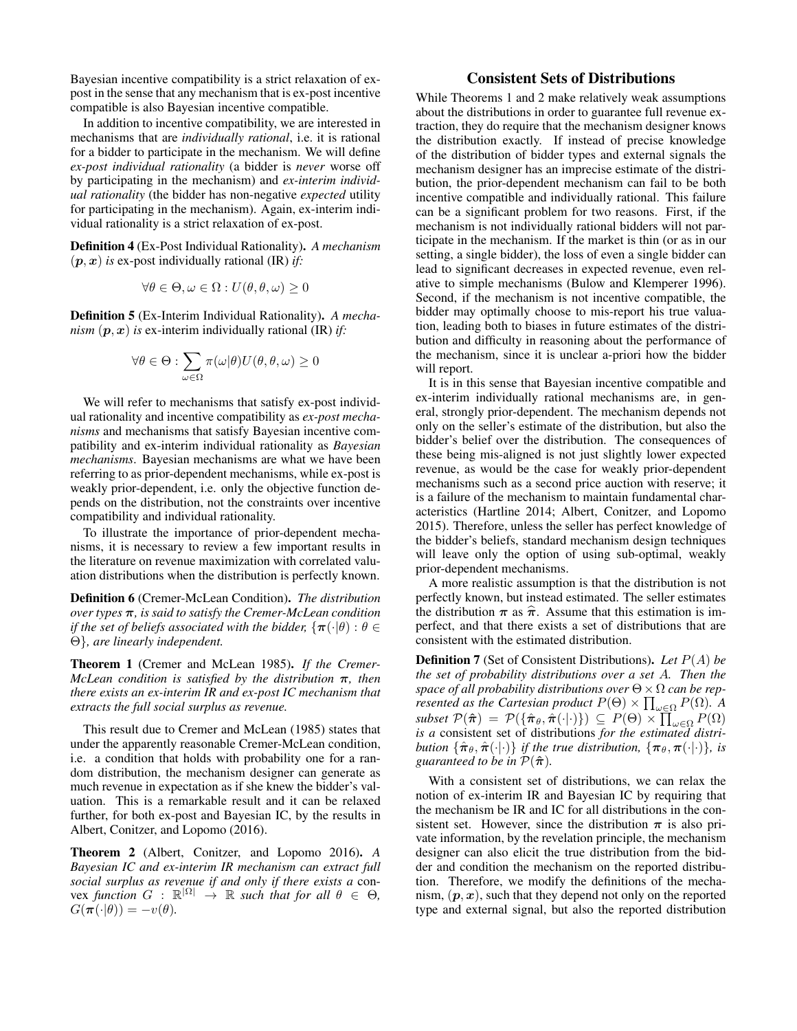Bayesian incentive compatibility is a strict relaxation of ex-post in the sense that any mechanism that is ex-post incentive compatible is also Bayesian incentive compatible.

In addition to incentive compatibility, we are interested in mechanisms that are *individually rational*, i.e. it is rational for a bidder to participate in the mechanism. We will define *ex-post individual rationality* (a bidder is *never* worse off by participating in the mechanism) and *ex-interim individual rationality* (the bidder has non-negative *expected* utility for participating in the mechanism). Again, ex-interim individual rationality is a strict relaxation of ex-post.

**Definition 4** (Ex-Post Individual Rationality). *A mechanism* $(\boldsymbol{p}, \boldsymbol{x})$ *is* ex-post individually rational (IR) *if:*

$$\forall \theta \in \Theta, \omega \in \Omega : U(\theta, \theta, \omega) \geq 0$$

**Definition 5** (Ex-Interim Individual Rationality). *A mechanism* $(\boldsymbol{p}, \boldsymbol{x})$ *is* ex-interim individually rational (IR) *if:*

$$\forall \theta \in \Theta : \sum_{\omega \in \Omega} \pi(\omega|\theta) U(\theta, \theta, \omega) \geq 0$$

We will refer to mechanisms that satisfy ex-post individual rationality and incentive compatibility as *ex-post mechanisms* and mechanisms that satisfy Bayesian incentive compatibility and ex-interim individual rationality as *Bayesian mechanisms*. Bayesian mechanisms are what we have been referring to as prior-dependent mechanisms, while ex-post is weakly prior-dependent, i.e. only the objective function depends on the distribution, not the constraints over incentive compatibility and individual rationality.

To illustrate the importance of prior-dependent mechanisms, it is necessary to review a few important results in the literature on revenue maximization with correlated valuation distributions when the distribution is perfectly known.

**Definition 6** (Cremer-McLean Condition). *The distribution over types* $\boldsymbol{\pi}$*, is said to satisfy the Cremer-McLean condition if the set of beliefs associated with the bidder,* $\{\boldsymbol{\pi}(\cdot|\theta) : \theta \in \Theta\}$*, are linearly independent.*

**Theorem 1** (Cremer and McLean 1985). *If the Cremer-McLean condition is satisfied by the distribution* $\boldsymbol{\pi}$*, then there exists an ex-interim IR and ex-post IC mechanism that extracts the full social surplus as revenue.*

This result due to Cremer and McLean (1985) states that under the apparently reasonable Cremer-McLean condition, i.e. a condition that holds with probability one for a random distribution, the mechanism designer can generate as much revenue in expectation as if she knew the bidder's valuation. This is a remarkable result and it can be relaxed further, for both ex-post and Bayesian IC, by the results in Albert, Conitzer, and Lopomo (2016).

**Theorem 2** (Albert, Conitzer, and Lopomo 2016). *A Bayesian IC and ex-interim IR mechanism can extract full social surplus as revenue if and only if there exists a* convex *function* $G : \mathbb{R}^{|\Omega|} \to \mathbb{R}$ *such that for all* $\theta \in \Theta$*,* $G(\boldsymbol{\pi}(\cdot|\theta)) = -v(\theta)$*.*

## Consistent Sets of Distributions

While Theorems 1 and 2 make relatively weak assumptions about the distributions in order to guarantee full revenue extraction, they do require that the mechanism designer knows the distribution exactly. If instead of precise knowledge of the distribution of bidder types and external signals the mechanism designer has an imprecise estimate of the distribution, the prior-dependent mechanism can fail to be both incentive compatible and individually rational. This failure can be a significant problem for two reasons. First, if the mechanism is not individually rational bidders will not participate in the mechanism. If the market is thin (or as in our setting, a single bidder), the loss of even a single bidder can lead to significant decreases in expected revenue, even relative to simple mechanisms (Bulow and Klemperer 1996). Second, if the mechanism is not incentive compatible, the bidder may optimally choose to mis-report his true valuation, leading both to biases in future estimates of the distribution and difficulty in reasoning about the performance of the mechanism, since it is unclear a-priori how the bidder will report.

It is in this sense that Bayesian incentive compatible and ex-interim individually rational mechanisms are, in general, strongly prior-dependent. The mechanism depends not only on the seller's estimate of the distribution, but also the bidder's belief over the distribution. The consequences of these being mis-aligned is not just slightly lower expected revenue, as would be the case for weakly prior-dependent mechanisms such as a second price auction with reserve; it is a failure of the mechanism to maintain fundamental characteristics (Hartline 2014; Albert, Conitzer, and Lopomo 2015). Therefore, unless the seller has perfect knowledge of the bidder's beliefs, standard mechanism design techniques will leave only the option of using sub-optimal, weakly prior-dependent mechanisms.

A more realistic assumption is that the distribution is not perfectly known, but instead estimated. The seller estimates the distribution $\boldsymbol{\pi}$ as $\hat{\boldsymbol{\pi}}$. Assume that this estimation is imperfect, and that there exists a set of distributions that are consistent with the estimated distribution.

**Definition 7** (Set of Consistent Distributions). *Let* $P(A)$ *be the set of probability distributions over a set* $A$*. Then the space of all probability distributions over* $\Theta \times \Omega$ *can be represented as the Cartesian product* $P(\Theta) \times \prod_{\omega \in \Omega} P(\Omega)$*. A subset* $\mathcal{P}(\hat{\boldsymbol{\pi}}) = \mathcal{P}(\{\hat{\boldsymbol{\pi}}_\theta, \hat{\boldsymbol{\pi}}(\cdot|\cdot)\}) \subseteq P(\Theta) \times \prod_{\omega \in \Omega} P(\Omega)$ *is a* consistent set of distributions *for the estimated distribution* $\{\hat{\boldsymbol{\pi}}_\theta, \hat{\boldsymbol{\pi}}(\cdot|\cdot)\}$ *if the true distribution,* $\{\boldsymbol{\pi}_\theta, \boldsymbol{\pi}(\cdot|\cdot)\}$*, is guaranteed to be in* $\mathcal{P}(\hat{\boldsymbol{\pi}})$*.*

With a consistent set of distributions, we can relax the notion of ex-interim IR and Bayesian IC by requiring that the mechanism be IR and IC for all distributions in the consistent set. However, since the distribution $\boldsymbol{\pi}$ is also private information, by the revelation principle, the mechanism designer can also elicit the true distribution from the bidder and condition the mechanism on the reported distribution. Therefore, we modify the definitions of the mechanism, $(\boldsymbol{p}, \boldsymbol{x})$, such that they depend not only on the reported type and external signal, but also the reported distribution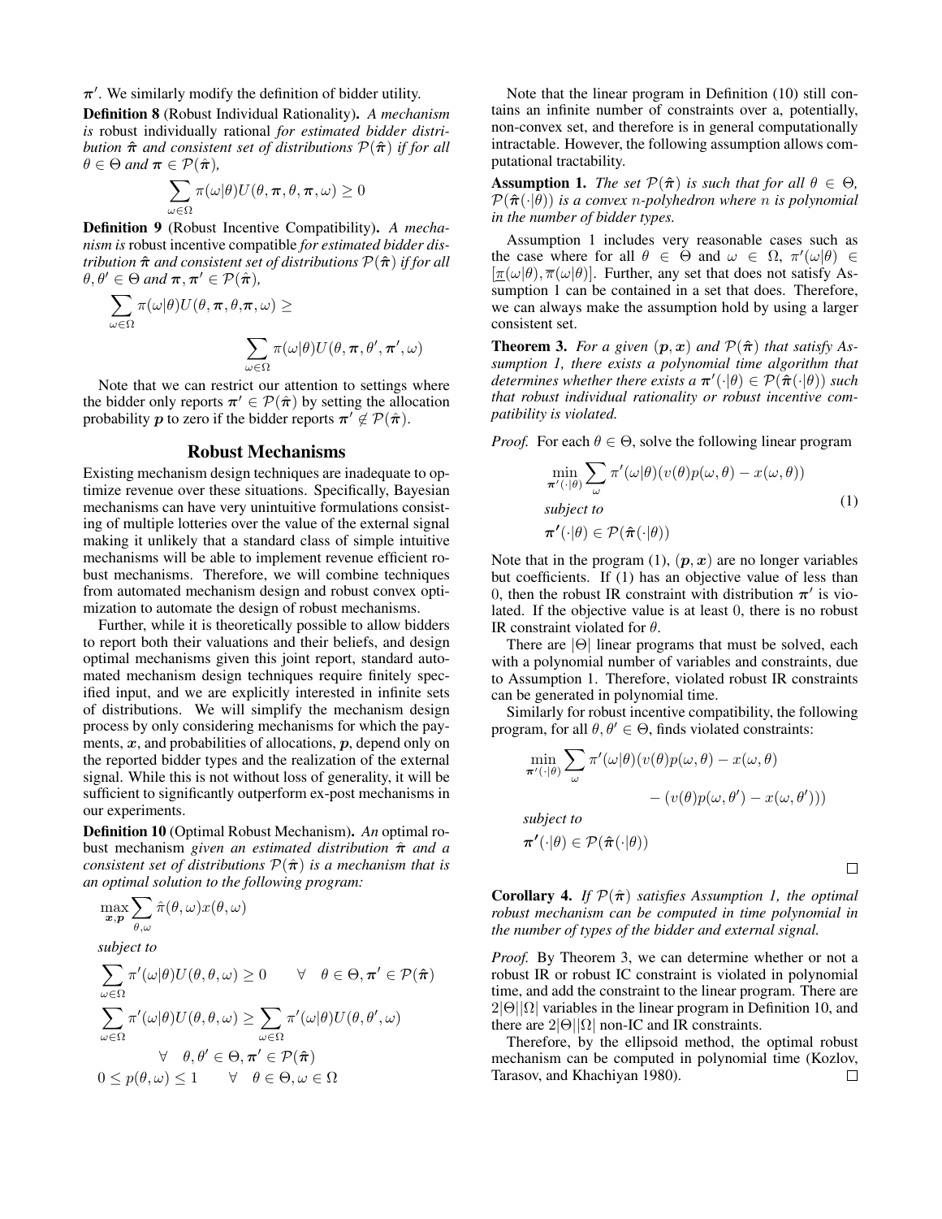$\boldsymbol{\pi}'$. We similarly modify the definition of bidder utility.

**Definition 8** (Robust Individual Rationality). *A mechanism is* robust individually rational *for estimated bidder distribution $\hat{\boldsymbol{\pi}}$ and consistent set of distributions $\mathcal{P}(\hat{\boldsymbol{\pi}})$ if for all $\theta \in \Theta$ and $\boldsymbol{\pi} \in \mathcal{P}(\hat{\boldsymbol{\pi}})$,*

$$\sum_{\omega \in \Omega} \pi(\omega|\theta) U(\theta, \boldsymbol{\pi}, \theta, \boldsymbol{\pi}, \omega) \geq 0$$

**Definition 9** (Robust Incentive Compatibility). *A mechanism is* robust incentive compatible *for estimated bidder distribution $\hat{\boldsymbol{\pi}}$ and consistent set of distributions $\mathcal{P}(\hat{\boldsymbol{\pi}})$ if for all $\theta, \theta' \in \Theta$ and $\boldsymbol{\pi}, \boldsymbol{\pi}' \in \mathcal{P}(\hat{\boldsymbol{\pi}})$,*

$$\sum_{\omega \in \Omega} \pi(\omega|\theta) U(\theta, \boldsymbol{\pi}, \theta, \boldsymbol{\pi}, \omega) \geq \sum_{\omega \in \Omega} \pi(\omega|\theta) U(\theta, \boldsymbol{\pi}, \theta', \boldsymbol{\pi}', \omega)$$

Note that we can restrict our attention to settings where the bidder only reports $\boldsymbol{\pi}' \in \mathcal{P}(\hat{\boldsymbol{\pi}})$ by setting the allocation probability $\boldsymbol{p}$ to zero if the bidder reports $\boldsymbol{\pi}' \notin \mathcal{P}(\hat{\boldsymbol{\pi}})$.

## Robust Mechanisms

Existing mechanism design techniques are inadequate to optimize revenue over these situations. Specifically, Bayesian mechanisms can have very unintuitive formulations consisting of multiple lotteries over the value of the external signal making it unlikely that a standard class of simple intuitive mechanisms will be able to implement revenue efficient robust mechanisms. Therefore, we will combine techniques from automated mechanism design and robust convex optimization to automate the design of robust mechanisms.

Further, while it is theoretically possible to allow bidders to report both their valuations and their beliefs, and design optimal mechanisms given this joint report, standard automated mechanism design techniques require finitely specified input, and we are explicitly interested in infinite sets of distributions. We will simplify the mechanism design process by only considering mechanisms for which the payments, $\boldsymbol{x}$, and probabilities of allocations, $\boldsymbol{p}$, depend only on the reported bidder types and the realization of the external signal. While this is not without loss of generality, it will be sufficient to significantly outperform ex-post mechanisms in our experiments.

**Definition 10** (Optimal Robust Mechanism). *An* optimal robust mechanism *given an estimated distribution $\hat{\boldsymbol{\pi}}$ and a consistent set of distributions $\mathcal{P}(\hat{\boldsymbol{\pi}})$ is a mechanism that is an optimal solution to the following program:*

$$\max_{\boldsymbol{x}, \boldsymbol{p}} \sum_{\theta, \omega} \hat{\pi}(\theta, \omega) x(\theta, \omega)$$

*subject to*

$$\sum_{\omega \in \Omega} \pi'(\omega|\theta) U(\theta, \theta, \omega) \geq 0 \qquad \forall \quad \theta \in \Theta, \boldsymbol{\pi}' \in \mathcal{P}(\hat{\boldsymbol{\pi}})$$

$$\sum_{\omega \in \Omega} \pi'(\omega|\theta) U(\theta, \theta, \omega) \geq \sum_{\omega \in \Omega} \pi'(\omega|\theta) U(\theta, \theta', \omega) \qquad \forall \quad \theta, \theta' \in \Theta, \boldsymbol{\pi}' \in \mathcal{P}(\hat{\boldsymbol{\pi}})$$

$$0 \leq p(\theta, \omega) \leq 1 \qquad \forall \quad \theta \in \Theta, \omega \in \Omega$$

Note that the linear program in Definition (10) still contains an infinite number of constraints over a, potentially, non-convex set, and therefore is in general computationally intractable. However, the following assumption allows computational tractability.

**Assumption 1.** *The set $\mathcal{P}(\hat{\boldsymbol{\pi}})$ is such that for all $\theta \in \Theta$, $\mathcal{P}(\hat{\boldsymbol{\pi}}(\cdot|\theta))$ is a convex $n$-polyhedron where $n$ is polynomial in the number of bidder types.*

Assumption 1 includes very reasonable cases such as the case where for all $\theta \in \Theta$ and $\omega \in \Omega$, $\pi'(\omega|\theta) \in [\underline{\pi}(\omega|\theta), \overline{\pi}(\omega|\theta)]$. Further, any set that does not satisfy Assumption 1 can be contained in a set that does. Therefore, we can always make the assumption hold by using a larger consistent set.

**Theorem 3.** *For a given $(\boldsymbol{p}, \boldsymbol{x})$ and $\mathcal{P}(\hat{\boldsymbol{\pi}})$ that satisfy Assumption 1, there exists a polynomial time algorithm that determines whether there exists a $\boldsymbol{\pi}'(\cdot|\theta) \in \mathcal{P}(\hat{\boldsymbol{\pi}}(\cdot|\theta))$ such that robust individual rationality or robust incentive compatibility is violated.*

*Proof.* For each $\theta \in \Theta$, solve the following linear program

$$\min_{\boldsymbol{\pi}'(\cdot|\theta)} \sum_{\omega} \pi'(\omega|\theta)(v(\theta)p(\omega, \theta) - x(\omega, \theta)) \quad \text{subject to} \quad \boldsymbol{\pi}'(\cdot|\theta) \in \mathcal{P}(\hat{\boldsymbol{\pi}}(\cdot|\theta)) \tag{1}$$

Note that in the program (1), $(\boldsymbol{p}, \boldsymbol{x})$ are no longer variables but coefficients. If (1) has an objective value of less than 0, then the robust IR constraint with distribution $\boldsymbol{\pi}'$ is violated. If the objective value is at least 0, there is no robust IR constraint violated for $\theta$.

There are $|\Theta|$ linear programs that must be solved, each with a polynomial number of variables and constraints, due to Assumption 1. Therefore, violated robust IR constraints can be generated in polynomial time.

Similarly for robust incentive compatibility, the following program, for all $\theta, \theta' \in \Theta$, finds violated constraints:

$$\min_{\boldsymbol{\pi}'(\cdot|\theta)} \sum_{\omega} \pi'(\omega|\theta)(v(\theta)p(\omega, \theta) - x(\omega, \theta) - (v(\theta)p(\omega, \theta') - x(\omega, \theta')))$$

*subject to*

$$\boldsymbol{\pi}'(\cdot|\theta) \in \mathcal{P}(\hat{\boldsymbol{\pi}}(\cdot|\theta))$$

□

**Corollary 4.** *If $\mathcal{P}(\hat{\boldsymbol{\pi}})$ satisfies Assumption 1, the optimal robust mechanism can be computed in time polynomial in the number of types of the bidder and external signal.*

*Proof.* By Theorem 3, we can determine whether or not a robust IR or robust IC constraint is violated in polynomial time, and add the constraint to the linear program. There are $2|\Theta||\Omega|$ variables in the linear program in Definition 10, and there are $2|\Theta||\Omega|$ non-IC and IR constraints.

Therefore, by the ellipsoid method, the optimal robust mechanism can be computed in polynomial time (Kozlov, Tarasov, and Khachiyan 1980). □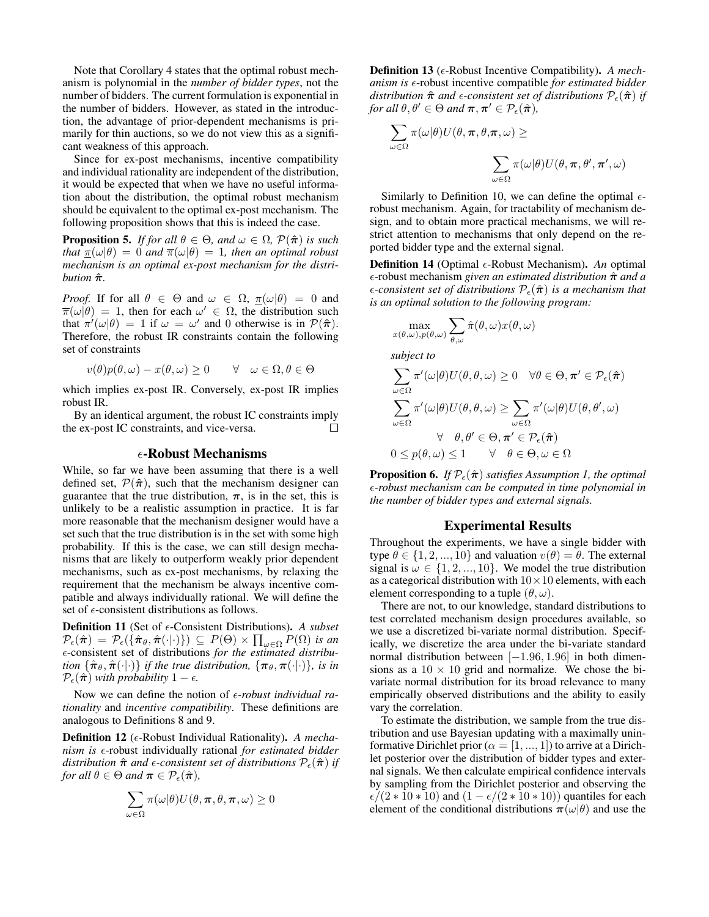Note that Corollary 4 states that the optimal robust mechanism is polynomial in the *number of bidder types*, not the number of bidders. The current formulation is exponential in the number of bidders. However, as stated in the introduction, the advantage of prior-dependent mechanisms is primarily for thin auctions, so we do not view this as a significant weakness of this approach.

Since for ex-post mechanisms, incentive compatibility and individual rationality are independent of the distribution, it would be expected that when we have no useful information about the distribution, the optimal robust mechanism should be equivalent to the optimal ex-post mechanism. The following proposition shows that this is indeed the case.

**Proposition 5.** *If for all $\theta \in \Theta$, and $\omega \in \Omega$, $\mathcal{P}(\hat{\boldsymbol{\pi}})$ is such that $\underline{\pi}(\omega|\theta) = 0$ and $\overline{\pi}(\omega|\theta) = 1$, then an optimal robust mechanism is an optimal ex-post mechanism for the distribution $\hat{\boldsymbol{\pi}}$.*

*Proof.* If for all $\theta \in \Theta$ and $\omega \in \Omega$, $\underline{\pi}(\omega|\theta) = 0$ and $\overline{\pi}(\omega|\theta) = 1$, then for each $\omega' \in \Omega$, the distribution such that $\pi'(\omega|\theta) = 1$ if $\omega = \omega'$ and 0 otherwise is in $\mathcal{P}(\hat{\boldsymbol{\pi}})$. Therefore, the robust IR constraints contain the following set of constraints

$$v(\theta)p(\theta, \omega) - x(\theta, \omega) \geq 0 \qquad \forall \quad \omega \in \Omega, \theta \in \Theta$$

which implies ex-post IR. Conversely, ex-post IR implies robust IR.

By an identical argument, the robust IC constraints imply the ex-post IC constraints, and vice-versa. □

## $\epsilon$-Robust Mechanisms

While, so far we have been assuming that there is a well defined set, $\mathcal{P}(\hat{\boldsymbol{\pi}})$, such that the mechanism designer can guarantee that the true distribution, $\boldsymbol{\pi}$, is in the set, this is unlikely to be a realistic assumption in practice. It is far more reasonable that the mechanism designer would have a set such that the true distribution is in the set with some high probability. If this is the case, we can still design mechanisms that are likely to outperform weakly prior dependent mechanisms, such as ex-post mechanisms, by relaxing the requirement that the mechanism be always incentive compatible and always individually rational. We will define the set of $\epsilon$-consistent distributions as follows.

**Definition 11** (Set of $\epsilon$-Consistent Distributions). *A subset $\mathcal{P}_\epsilon(\hat{\boldsymbol{\pi}}) = \mathcal{P}_\epsilon(\{\hat{\boldsymbol{\pi}}_\theta, \hat{\boldsymbol{\pi}}(\cdot|\cdot)\}) \subseteq P(\Theta) \times \prod_{\omega \in \Omega} P(\Omega)$ is an* $\epsilon$-consistent set of distributions *for the estimated distribution $\{\hat{\boldsymbol{\pi}}_\theta, \hat{\boldsymbol{\pi}}(\cdot|\cdot)\}$ if the true distribution, $\{\boldsymbol{\pi}_\theta, \boldsymbol{\pi}(\cdot|\cdot)\}$, is in $\mathcal{P}_\epsilon(\hat{\boldsymbol{\pi}})$ with probability $1 - \epsilon$.*

Now we can define the notion of *$\epsilon$-robust individual rationality* and *incentive compatibility*. These definitions are analogous to Definitions 8 and 9.

**Definition 12** ($\epsilon$-Robust Individual Rationality). *A mechanism is* $\epsilon$-robust individually rational *for estimated bidder distribution $\hat{\boldsymbol{\pi}}$ and $\epsilon$-consistent set of distributions $\mathcal{P}_\epsilon(\hat{\boldsymbol{\pi}})$ if for all $\theta \in \Theta$ and $\boldsymbol{\pi} \in \mathcal{P}_\epsilon(\hat{\boldsymbol{\pi}})$,*

$$\sum_{\omega \in \Omega} \pi(\omega|\theta) U(\theta, \boldsymbol{\pi}, \theta, \boldsymbol{\pi}, \omega) \geq 0$$

**Definition 13** ($\epsilon$-Robust Incentive Compatibility). *A mechanism is* $\epsilon$-robust incentive compatible *for estimated bidder distribution $\hat{\boldsymbol{\pi}}$ and $\epsilon$-consistent set of distributions $\mathcal{P}_\epsilon(\hat{\boldsymbol{\pi}})$ if for all $\theta, \theta' \in \Theta$ and $\boldsymbol{\pi}, \boldsymbol{\pi}' \in \mathcal{P}_\epsilon(\hat{\boldsymbol{\pi}})$,*

$$\sum_{\omega \in \Omega} \pi(\omega|\theta) U(\theta, \boldsymbol{\pi}, \theta, \boldsymbol{\pi}, \omega) \geq \sum_{\omega \in \Omega} \pi(\omega|\theta) U(\theta, \boldsymbol{\pi}, \theta', \boldsymbol{\pi}', \omega)$$

Similarly to Definition 10, we can define the optimal $\epsilon$-robust mechanism. Again, for tractability of mechanism design, and to obtain more practical mechanisms, we will restrict attention to mechanisms that only depend on the reported bidder type and the external signal.

**Definition 14** (Optimal $\epsilon$-Robust Mechanism). *An* optimal $\epsilon$-robust mechanism *given an estimated distribution $\hat{\boldsymbol{\pi}}$ and a $\epsilon$-consistent set of distributions $\mathcal{P}_\epsilon(\hat{\boldsymbol{\pi}})$ is a mechanism that is an optimal solution to the following program:*

$$\max_{x(\theta,\omega), p(\theta,\omega)} \sum_{\theta,\omega} \hat{\pi}(\theta, \omega) x(\theta, \omega)$$

*subject to*

$$\sum_{\omega \in \Omega} \pi'(\omega|\theta) U(\theta, \theta, \omega) \geq 0 \quad \forall \theta \in \Theta, \boldsymbol{\pi}' \in \mathcal{P}_\epsilon(\hat{\boldsymbol{\pi}})$$

$$\sum_{\omega \in \Omega} \pi'(\omega|\theta) U(\theta, \theta, \omega) \geq \sum_{\omega \in \Omega} \pi'(\omega|\theta) U(\theta, \theta', \omega)$$

$$\forall \quad \theta, \theta' \in \Theta, \boldsymbol{\pi}' \in \mathcal{P}_\epsilon(\hat{\boldsymbol{\pi}})$$

$$0 \leq p(\theta, \omega) \leq 1 \qquad \forall \quad \theta \in \Theta, \omega \in \Omega$$

**Proposition 6.** *If $\mathcal{P}_\epsilon(\hat{\boldsymbol{\pi}})$ satisfies Assumption 1, the optimal $\epsilon$-robust mechanism can be computed in time polynomial in the number of bidder types and external signals.*

## Experimental Results

Throughout the experiments, we have a single bidder with type $\theta \in \{1, 2, ..., 10\}$ and valuation $v(\theta) = \theta$. The external signal is $\omega \in \{1, 2, ..., 10\}$. We model the true distribution as a categorical distribution with $10 \times 10$ elements, with each element corresponding to a tuple $(\theta, \omega)$.

There are not, to our knowledge, standard distributions to test correlated mechanism design procedures available, so we use a discretized bi-variate normal distribution. Specifically, we discretize the area under the bi-variate standard normal distribution between $[-1.96, 1.96]$ in both dimensions as a $10 \times 10$ grid and normalize. We chose the bi-variate normal distribution for its broad relevance to many empirically observed distributions and the ability to easily vary the correlation.

To estimate the distribution, we sample from the true distribution and use Bayesian updating with a maximally uninformative Dirichlet prior ($\alpha = [1, ..., 1]$) to arrive at a Dirichlet posterior over the distribution of bidder types and external signals. We then calculate empirical confidence intervals by sampling from the Dirichlet posterior and observing the $\epsilon/(2 * 10 * 10)$ and $(1 - \epsilon/(2 * 10 * 10))$ quantiles for each element of the conditional distributions $\boldsymbol{\pi}(\omega|\theta)$ and use the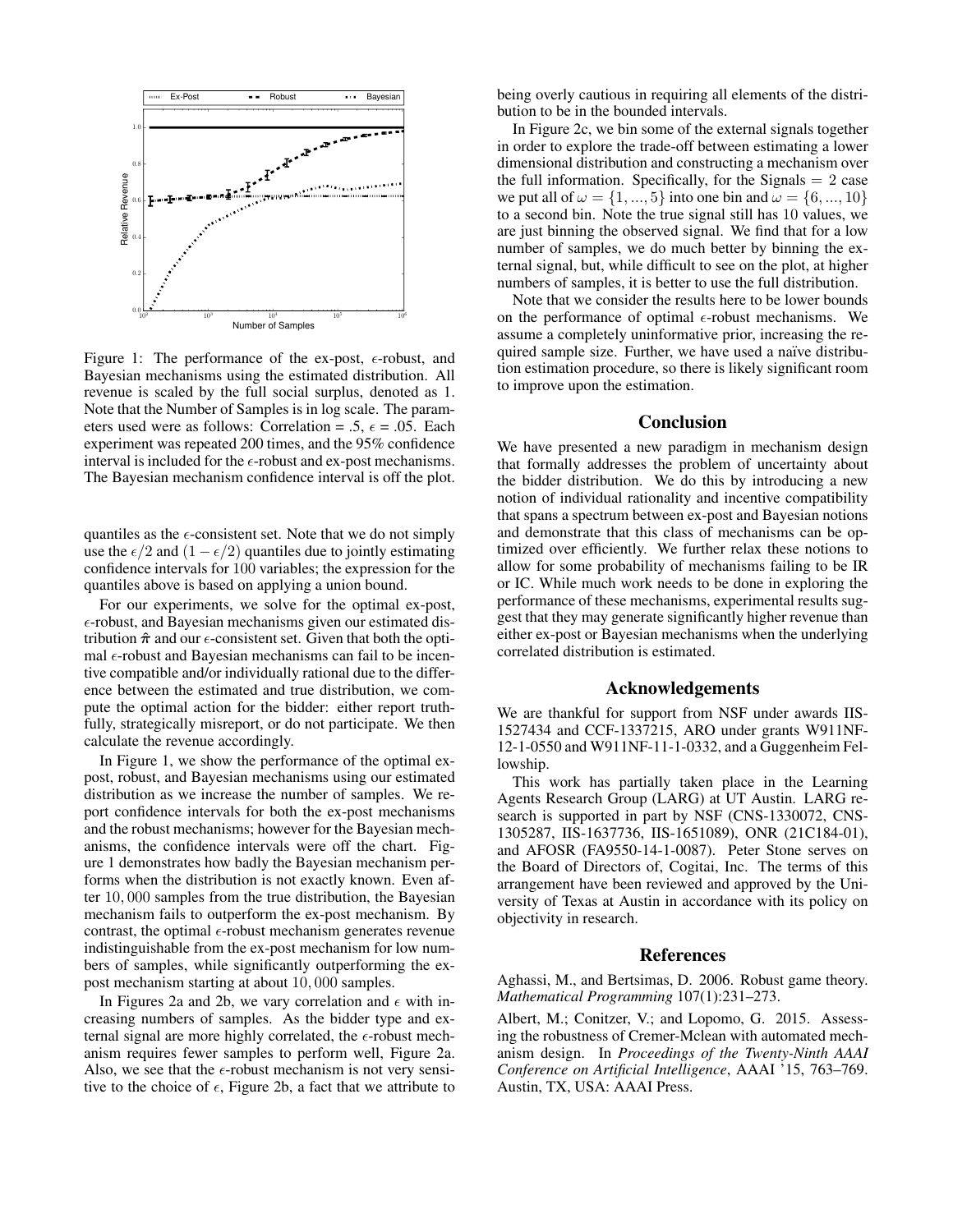Figure 1: The performance of the ex-post, $\epsilon$-robust, and Bayesian mechanisms using the estimated distribution. All revenue is scaled by the full social surplus, denoted as 1. Note that the Number of Samples is in log scale. The parameters used were as follows: Correlation = .5, $\epsilon$ = .05. Each experiment was repeated 200 times, and the 95% confidence interval is included for the $\epsilon$-robust and ex-post mechanisms. The Bayesian mechanism confidence interval is off the plot.

quantiles as the $\epsilon$-consistent set. Note that we do not simply use the $\epsilon/2$ and $(1-\epsilon/2)$ quantiles due to jointly estimating confidence intervals for 100 variables; the expression for the quantiles above is based on applying a union bound.

For our experiments, we solve for the optimal ex-post, $\epsilon$-robust, and Bayesian mechanisms given our estimated distribution $\hat{\pi}$ and our $\epsilon$-consistent set. Given that both the optimal $\epsilon$-robust and Bayesian mechanisms can fail to be incentive compatible and/or individually rational due to the difference between the estimated and true distribution, we compute the optimal action for the bidder: either report truthfully, strategically misreport, or do not participate. We then calculate the revenue accordingly.

In Figure 1, we show the performance of the optimal ex-post, robust, and Bayesian mechanisms using our estimated distribution as we increase the number of samples. We report confidence intervals for both the ex-post mechanisms and the robust mechanisms; however for the Bayesian mechanisms, the confidence intervals were off the chart. Figure 1 demonstrates how badly the Bayesian mechanism performs when the distribution is not exactly known. Even after $10,000$ samples from the true distribution, the Bayesian mechanism fails to outperform the ex-post mechanism. By contrast, the optimal $\epsilon$-robust mechanism generates revenue indistinguishable from the ex-post mechanism for low numbers of samples, while significantly outperforming the ex-post mechanism starting at about $10,000$ samples.

In Figures 2a and 2b, we vary correlation and $\epsilon$ with increasing numbers of samples. As the bidder type and external signal are more highly correlated, the $\epsilon$-robust mechanism requires fewer samples to perform well, Figure 2a. Also, we see that the $\epsilon$-robust mechanism is not very sensitive to the choice of $\epsilon$, Figure 2b, a fact that we attribute to being overly cautious in requiring all elements of the distribution to be in the bounded intervals.

In Figure 2c, we bin some of the external signals together in order to explore the trade-off between estimating a lower dimensional distribution and constructing a mechanism over the full information. Specifically, for the Signals $= 2$ case we put all of $\omega = \{1, ..., 5\}$ into one bin and $\omega = \{6, ..., 10\}$ to a second bin. Note the true signal still has $10$ values, we are just binning the observed signal. We find that for a low number of samples, we do much better by binning the external signal, but, while difficult to see on the plot, at higher numbers of samples, it is better to use the full distribution.

Note that we consider the results here to be lower bounds on the performance of optimal $\epsilon$-robust mechanisms. We assume a completely uninformative prior, increasing the required sample size. Further, we have used a naïve distribution estimation procedure, so there is likely significant room to improve upon the estimation.

## Conclusion

We have presented a new paradigm in mechanism design that formally addresses the problem of uncertainty about the bidder distribution. We do this by introducing a new notion of individual rationality and incentive compatibility that spans a spectrum between ex-post and Bayesian notions and demonstrate that this class of mechanisms can be optimized over efficiently. We further relax these notions to allow for some probability of mechanisms failing to be IR or IC. While much work needs to be done in exploring the performance of these mechanisms, experimental results suggest that they may generate significantly higher revenue than either ex-post or Bayesian mechanisms when the underlying correlated distribution is estimated.

## Acknowledgements

We are thankful for support from NSF under awards IIS-1527434 and CCF-1337215, ARO under grants W911NF-12-1-0550 and W911NF-11-1-0332, and a Guggenheim Fellowship.

This work has partially taken place in the Learning Agents Research Group (LARG) at UT Austin. LARG research is supported in part by NSF (CNS-1330072, CNS-1305287, IIS-1637736, IIS-1651089), ONR (21C184-01), and AFOSR (FA9550-14-1-0087). Peter Stone serves on the Board of Directors of, Cogitai, Inc. The terms of this arrangement have been reviewed and approved by the University of Texas at Austin in accordance with its policy on objectivity in research.

## References

Aghassi, M., and Bertsimas, D. 2006. Robust game theory. *Mathematical Programming* 107(1):231–273.

Albert, M.; Conitzer, V.; and Lopomo, G. 2015. Assessing the robustness of Cremer-Mclean with automated mechanism design. In *Proceedings of the Twenty-Ninth AAAI Conference on Artificial Intelligence*, AAAI '15, 763–769. Austin, TX, USA: AAAI Press.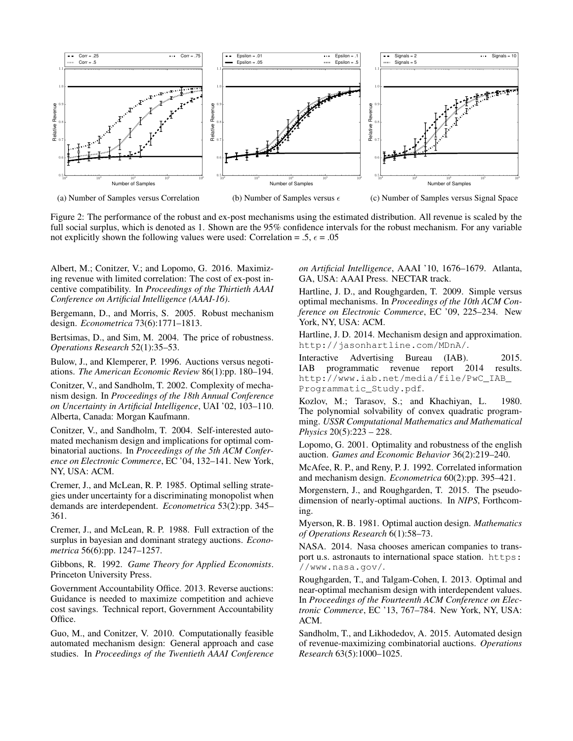Corr = .25
Corr = .5
Corr = .75

Relative Revenue

Number of Samples

Epsilon = .01
Epsilon = .05
Epsilon = .1
Epsilon = .5

Relative Revenue

Number of Samples

Signals = 2
Signals = 5
Signals = 10

Relative Revenue

Number of Samples

(a) Number of Samples versus Correlation

(b) Number of Samples versus $\epsilon$

(c) Number of Samples versus Signal Space

Figure 2: The performance of the robust and ex-post mechanisms using the estimated distribution. All revenue is scaled by the full social surplus, which is denoted as 1. Shown are the 95% confidence intervals for the robust mechanism. For any variable not explicitly shown the following values were used: Correlation = .5, $\epsilon$ = .05

Albert, M.; Conitzer, V.; and Lopomo, G. 2016. Maximizing revenue with limited correlation: The cost of ex-post incentive compatibility. In *Proceedings of the Thirtieth AAAI Conference on Artificial Intelligence (AAAI-16)*.

Bergemann, D., and Morris, S. 2005. Robust mechanism design. *Econometrica* 73(6):1771–1813.

Bertsimas, D., and Sim, M. 2004. The price of robustness. *Operations Research* 52(1):35–53.

Bulow, J., and Klemperer, P. 1996. Auctions versus negotiations. *The American Economic Review* 86(1):pp. 180–194.

Conitzer, V., and Sandholm, T. 2002. Complexity of mechanism design. In *Proceedings of the 18th Annual Conference on Uncertainty in Artificial Intelligence*, UAI '02, 103–110. Alberta, Canada: Morgan Kaufmann.

Conitzer, V., and Sandholm, T. 2004. Self-interested automated mechanism design and implications for optimal combinatorial auctions. In *Proceedings of the 5th ACM Conference on Electronic Commerce*, EC '04, 132–141. New York, NY, USA: ACM.

Cremer, J., and McLean, R. P. 1985. Optimal selling strategies under uncertainty for a discriminating monopolist when demands are interdependent. *Econometrica* 53(2):pp. 345–361.

Cremer, J., and McLean, R. P. 1988. Full extraction of the surplus in bayesian and dominant strategy auctions. *Econometrica* 56(6):pp. 1247–1257.

Gibbons, R. 1992. *Game Theory for Applied Economists*. Princeton University Press.

Government Accountability Office. 2013. Reverse auctions: Guidance is needed to maximize competition and achieve cost savings. Technical report, Government Accountability Office.

Guo, M., and Conitzer, V. 2010. Computationally feasible automated mechanism design: General approach and case studies. In *Proceedings of the Twentieth AAAI Conference on Artificial Intelligence*, AAAI '10, 1676–1679. Atlanta, GA, USA: AAAI Press. NECTAR track.

Hartline, J. D., and Roughgarden, T. 2009. Simple versus optimal mechanisms. In *Proceedings of the 10th ACM Conference on Electronic Commerce*, EC '09, 225–234. New York, NY, USA: ACM.

Hartline, J. D. 2014. Mechanism design and approximation. http://jasonhartline.com/MDnA/.

Interactive Advertising Bureau (IAB). 2015. IAB programmatic revenue report 2014 results. http://www.iab.net/media/file/PwC_IAB_Programmatic_Study.pdf.

Kozlov, M.; Tarasov, S.; and Khachiyan, L. 1980. The polynomial solvability of convex quadratic programming. *USSR Computational Mathematics and Mathematical Physics* 20(5):223 – 228.

Lopomo, G. 2001. Optimality and robustness of the english auction. *Games and Economic Behavior* 36(2):219–240.

McAfee, R. P., and Reny, P. J. 1992. Correlated information and mechanism design. *Econometrica* 60(2):pp. 395–421.

Morgenstern, J., and Roughgarden, T. 2015. The pseudo-dimension of nearly-optimal auctions. In *NIPS*, Forthcoming.

Myerson, R. B. 1981. Optimal auction design. *Mathematics of Operations Research* 6(1):58–73.

NASA. 2014. Nasa chooses american companies to transport u.s. astronauts to international space station. https://www.nasa.gov/.

Roughgarden, T., and Talgam-Cohen, I. 2013. Optimal and near-optimal mechanism design with interdependent values. In *Proceedings of the Fourteenth ACM Conference on Electronic Commerce*, EC '13, 767–784. New York, NY, USA: ACM.

Sandholm, T., and Likhodedov, A. 2015. Automated design of revenue-maximizing combinatorial auctions. *Operations Research* 63(5):1000–1025.